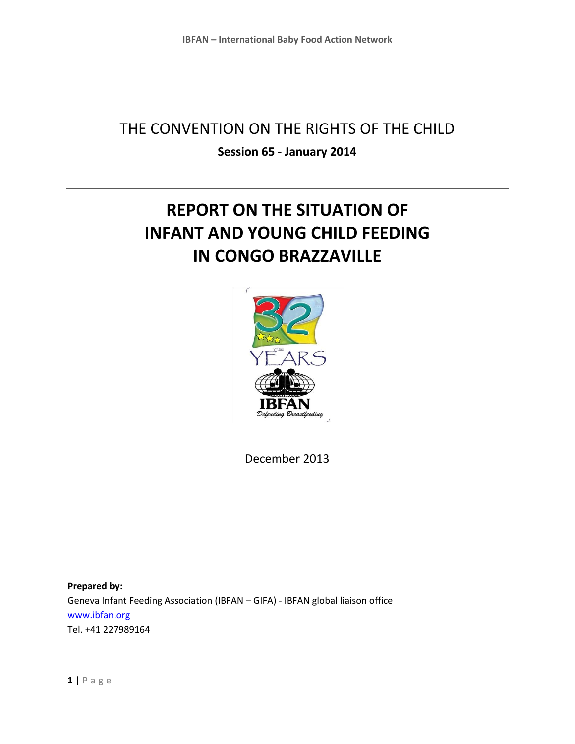THE CONVENTION ON THE RIGHTS OF THE CHILD

**Session 65 - January 2014**

---

# REPORT ON THE SITUATION OF INFANT AND YOUNG CHILD FEEDING IN CONGO BRAZZAVILLE

December 2013

**Prepared by:**
Geneva Infant Feeding Association (IBFAN – GIFA) - IBFAN global liaison office
www.ibfan.org
Tel. +41 227989164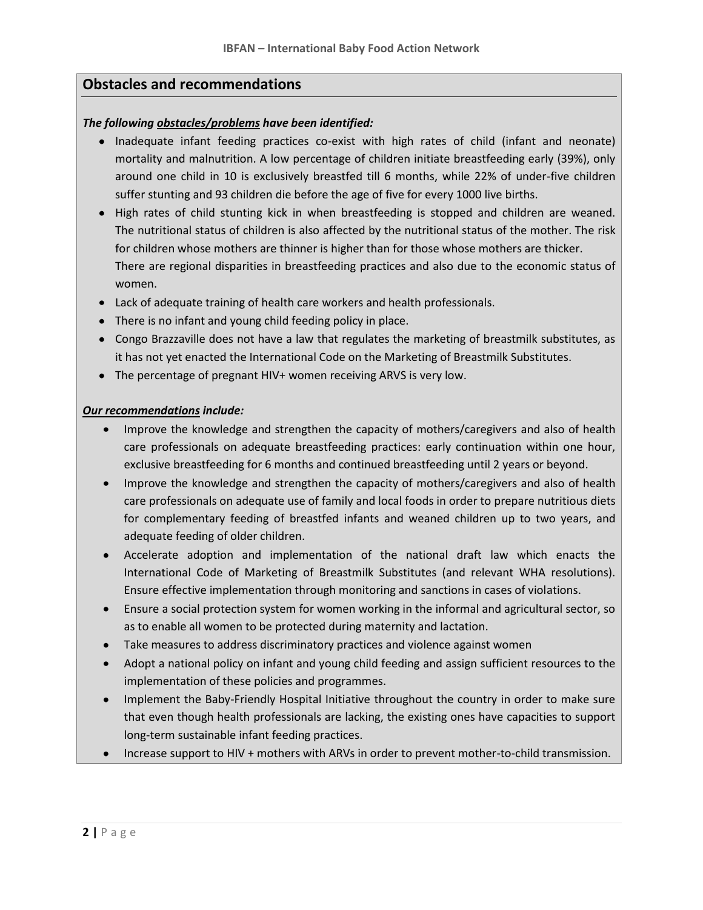## Obstacles and recommendations

***The following <u>obstacles/problems</u> have been identified:***

- Inadequate infant feeding practices co-exist with high rates of child (infant and neonate) mortality and malnutrition. A low percentage of children initiate breastfeeding early (39%), only around one child in 10 is exclusively breastfed till 6 months, while 22% of under-five children suffer stunting and 93 children die before the age of five for every 1000 live births.
- High rates of child stunting kick in when breastfeeding is stopped and children are weaned. The nutritional status of children is also affected by the nutritional status of the mother. The risk for children whose mothers are thinner is higher than for those whose mothers are thicker.
  There are regional disparities in breastfeeding practices and also due to the economic status of women.
- Lack of adequate training of health care workers and health professionals.
- There is no infant and young child feeding policy in place.
- Congo Brazzaville does not have a law that regulates the marketing of breastmilk substitutes, as it has not yet enacted the International Code on the Marketing of Breastmilk Substitutes.
- The percentage of pregnant HIV+ women receiving ARVS is very low.

***<u>Our recommendations</u> include:***

- Improve the knowledge and strengthen the capacity of mothers/caregivers and also of health care professionals on adequate breastfeeding practices: early continuation within one hour, exclusive breastfeeding for 6 months and continued breastfeeding until 2 years or beyond.
- Improve the knowledge and strengthen the capacity of mothers/caregivers and also of health care professionals on adequate use of family and local foods in order to prepare nutritious diets for complementary feeding of breastfed infants and weaned children up to two years, and adequate feeding of older children.
- Accelerate adoption and implementation of the national draft law which enacts the International Code of Marketing of Breastmilk Substitutes (and relevant WHA resolutions). Ensure effective implementation through monitoring and sanctions in cases of violations.
- Ensure a social protection system for women working in the informal and agricultural sector, so as to enable all women to be protected during maternity and lactation.
- Take measures to address discriminatory practices and violence against women
- Adopt a national policy on infant and young child feeding and assign sufficient resources to the implementation of these policies and programmes.
- Implement the Baby-Friendly Hospital Initiative throughout the country in order to make sure that even though health professionals are lacking, the existing ones have capacities to support long-term sustainable infant feeding practices.
- Increase support to HIV + mothers with ARVs in order to prevent mother-to-child transmission.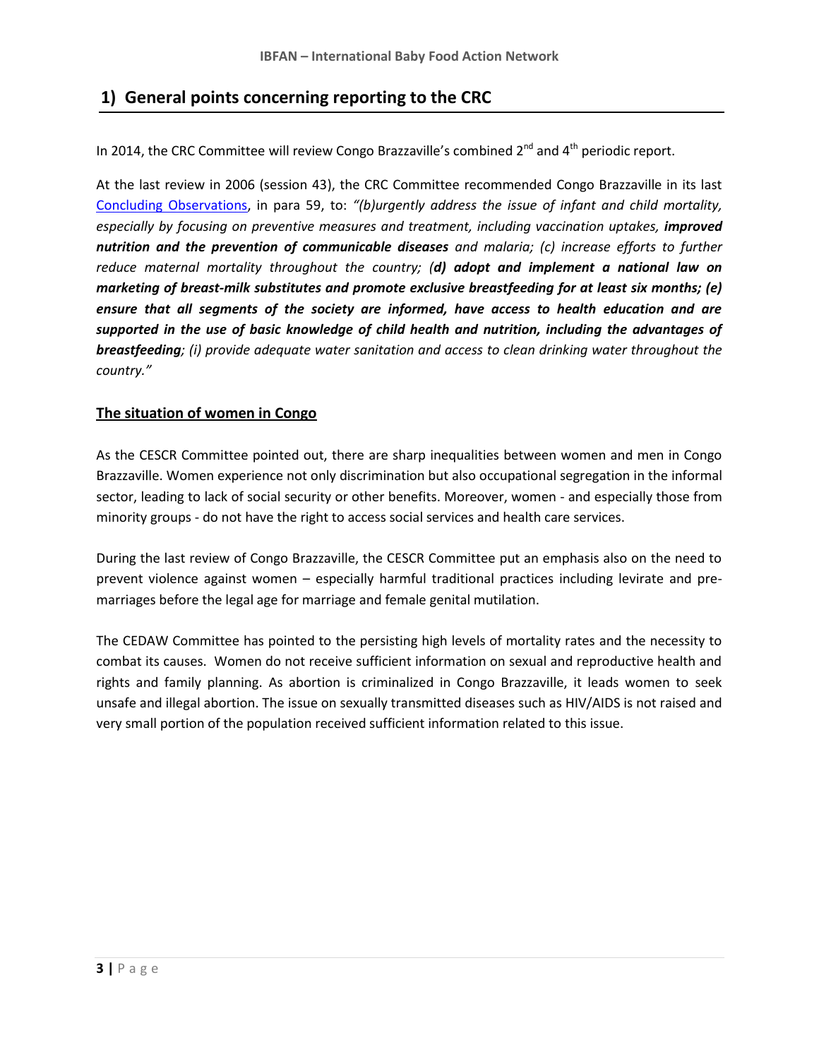## 1) General points concerning reporting to the CRC

In 2014, the CRC Committee will review Congo Brazzaville's combined 2nd and 4th periodic report.

At the last review in 2006 (session 43), the CRC Committee recommended Congo Brazzaville in its last Concluding Observations, in para 59, to: *"(b)urgently address the issue of infant and child mortality, especially by focusing on preventive measures and treatment, including vaccination uptakes,* ***improved nutrition and the prevention of communicable diseases*** *and malaria; (c) increase efforts to further reduce maternal mortality throughout the country; (****d) adopt and implement a national law on marketing of breast-milk substitutes and promote exclusive breastfeeding for at least six months; (e) ensure that all segments of the society are informed, have access to health education and are supported in the use of basic knowledge of child health and nutrition, including the advantages of breastfeeding****; (i) provide adequate water sanitation and access to clean drinking water throughout the country."*

### The situation of women in Congo

As the CESCR Committee pointed out, there are sharp inequalities between women and men in Congo Brazzaville. Women experience not only discrimination but also occupational segregation in the informal sector, leading to lack of social security or other benefits. Moreover, women - and especially those from minority groups - do not have the right to access social services and health care services.

During the last review of Congo Brazzaville, the CESCR Committee put an emphasis also on the need to prevent violence against women – especially harmful traditional practices including levirate and pre-marriages before the legal age for marriage and female genital mutilation.

The CEDAW Committee has pointed to the persisting high levels of mortality rates and the necessity to combat its causes. Women do not receive sufficient information on sexual and reproductive health and rights and family planning. As abortion is criminalized in Congo Brazzaville, it leads women to seek unsafe and illegal abortion. The issue on sexually transmitted diseases such as HIV/AIDS is not raised and very small portion of the population received sufficient information related to this issue.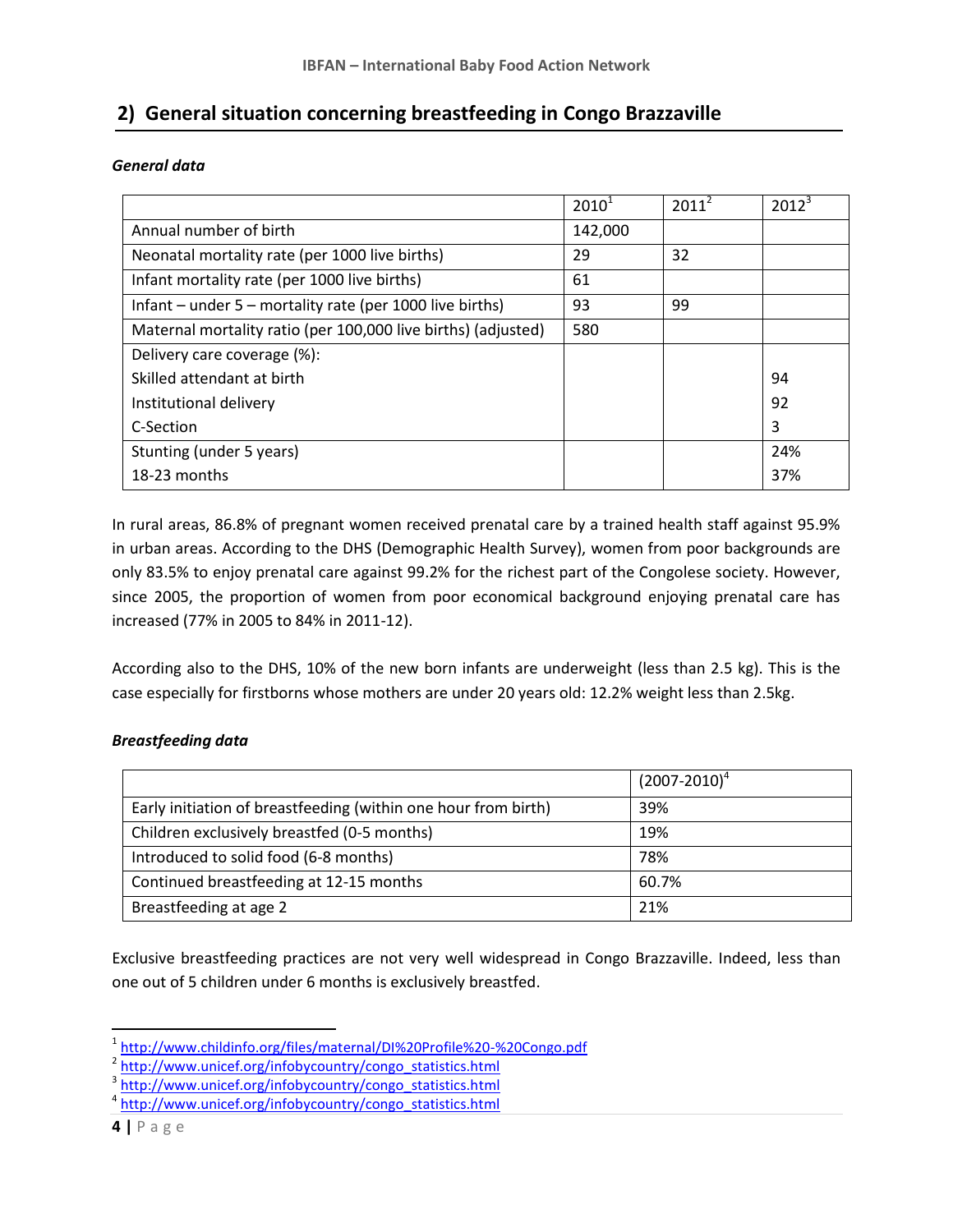## 2) General situation concerning breastfeeding in Congo Brazzaville

***General data***

| | 2010[1] | 2011[2] | 2012[3] |
|---|---|---|---|
| Annual number of birth | 142,000 | | |
| Neonatal mortality rate (per 1000 live births) | 29 | 32 | |
| Infant mortality rate (per 1000 live births) | 61 | | |
| Infant – under 5 – mortality rate (per 1000 live births) | 93 | 99 | |
| Maternal mortality ratio (per 100,000 live births) (adjusted) | 580 | | |
| Delivery care coverage (%): | | | |
| Skilled attendant at birth | | | 94 |
| Institutional delivery | | | 92 |
| C-Section | | | 3 |
| Stunting (under 5 years) | | | 24% |
| 18-23 months | | | 37% |

In rural areas, 86.8% of pregnant women received prenatal care by a trained health staff against 95.9% in urban areas. According to the DHS (Demographic Health Survey), women from poor backgrounds are only 83.5% to enjoy prenatal care against 99.2% for the richest part of the Congolese society. However, since 2005, the proportion of women from poor economical background enjoying prenatal care has increased (77% in 2005 to 84% in 2011-12).

According also to the DHS, 10% of the new born infants are underweight (less than 2.5 kg). This is the case especially for firstborns whose mothers are under 20 years old: 12.2% weight less than 2.5kg.

***Breastfeeding data***

| | (2007-2010)[4] |
|---|---|
| Early initiation of breastfeeding (within one hour from birth) | 39% |
| Children exclusively breastfed (0-5 months) | 19% |
| Introduced to solid food (6-8 months) | 78% |
| Continued breastfeeding at 12-15 months | 60.7% |
| Breastfeeding at age 2 | 21% |

Exclusive breastfeeding practices are not very well widespread in Congo Brazzaville. Indeed, less than one out of 5 children under 6 months is exclusively breastfed.

---

[1] http://www.childinfo.org/files/maternal/DI%20Profile%20-%20Congo.pdf
[2] http://www.unicef.org/infobycountry/congo_statistics.html
[3] http://www.unicef.org/infobycountry/congo_statistics.html
[4] http://www.unicef.org/infobycountry/congo_statistics.html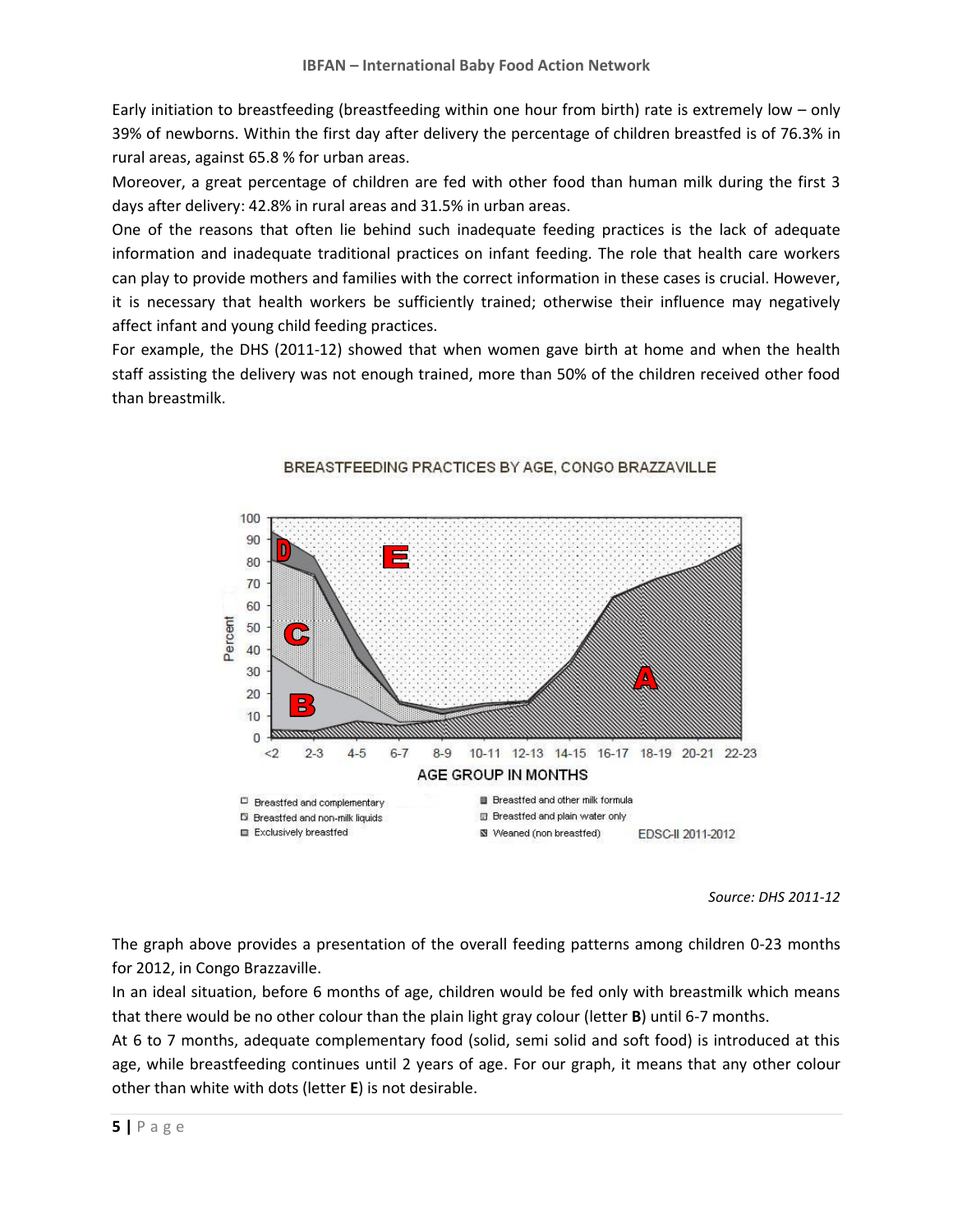Early initiation to breastfeeding (breastfeeding within one hour from birth) rate is extremely low – only 39% of newborns. Within the first day after delivery the percentage of children breastfed is of 76.3% in rural areas, against 65.8 % for urban areas.

Moreover, a great percentage of children are fed with other food than human milk during the first 3 days after delivery: 42.8% in rural areas and 31.5% in urban areas.

One of the reasons that often lie behind such inadequate feeding practices is the lack of adequate information and inadequate traditional practices on infant feeding. The role that health care workers can play to provide mothers and families with the correct information in these cases is crucial. However, it is necessary that health workers be sufficiently trained; otherwise their influence may negatively affect infant and young child feeding practices.

For example, the DHS (2011-12) showed that when women gave birth at home and when the health staff assisting the delivery was not enough trained, more than 50% of the children received other food than breastmilk.

BREASTFEEDING PRACTICES BY AGE, CONGO BRAZZAVILLE

*Source: DHS 2011-12*

The graph above provides a presentation of the overall feeding patterns among children 0-23 months for 2012, in Congo Brazzaville.

In an ideal situation, before 6 months of age, children would be fed only with breastmilk which means that there would be no other colour than the plain light gray colour (letter **B**) until 6-7 months.

At 6 to 7 months, adequate complementary food (solid, semi solid and soft food) is introduced at this age, while breastfeeding continues until 2 years of age. For our graph, it means that any other colour other than white with dots (letter **E**) is not desirable.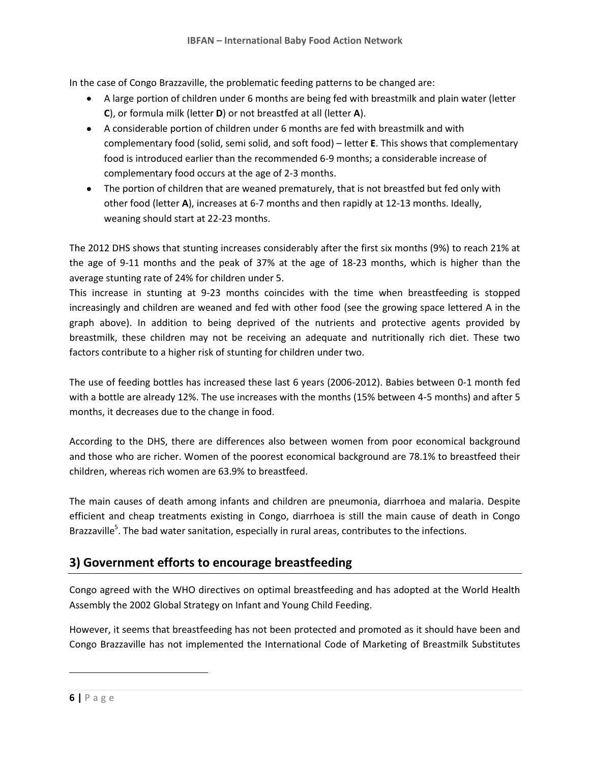In the case of Congo Brazzaville, the problematic feeding patterns to be changed are:

- A large portion of children under 6 months are being fed with breastmilk and plain water (letter **C**), or formula milk (letter **D**) or not breastfed at all (letter **A**).
- A considerable portion of children under 6 months are fed with breastmilk and with complementary food (solid, semi solid, and soft food) – letter **E**. This shows that complementary food is introduced earlier than the recommended 6-9 months; a considerable increase of complementary food occurs at the age of 2-3 months.
- The portion of children that are weaned prematurely, that is not breastfed but fed only with other food (letter **A**), increases at 6-7 months and then rapidly at 12-13 months. Ideally, weaning should start at 22-23 months.

The 2012 DHS shows that stunting increases considerably after the first six months (9%) to reach 21% at the age of 9-11 months and the peak of 37% at the age of 18-23 months, which is higher than the average stunting rate of 24% for children under 5.
This increase in stunting at 9-23 months coincides with the time when breastfeeding is stopped increasingly and children are weaned and fed with other food (see the growing space lettered A in the graph above). In addition to being deprived of the nutrients and protective agents provided by breastmilk, these children may not be receiving an adequate and nutritionally rich diet. These two factors contribute to a higher risk of stunting for children under two.

The use of feeding bottles has increased these last 6 years (2006-2012). Babies between 0-1 month fed with a bottle are already 12%. The use increases with the months (15% between 4-5 months) and after 5 months, it decreases due to the change in food.

According to the DHS, there are differences also between women from poor economical background and those who are richer. Women of the poorest economical background are 78.1% to breastfeed their children, whereas rich women are 63.9% to breastfeed.

The main causes of death among infants and children are pneumonia, diarrhoea and malaria. Despite efficient and cheap treatments existing in Congo, diarrhoea is still the main cause of death in Congo Brazzaville[5]. The bad water sanitation, especially in rural areas, contributes to the infections.

## 3) Government efforts to encourage breastfeeding

Congo agreed with the WHO directives on optimal breastfeeding and has adopted at the World Health Assembly the 2002 Global Strategy on Infant and Young Child Feeding.

However, it seems that breastfeeding has not been protected and promoted as it should have been and Congo Brazzaville has not implemented the International Code of Marketing of Breastmilk Substitutes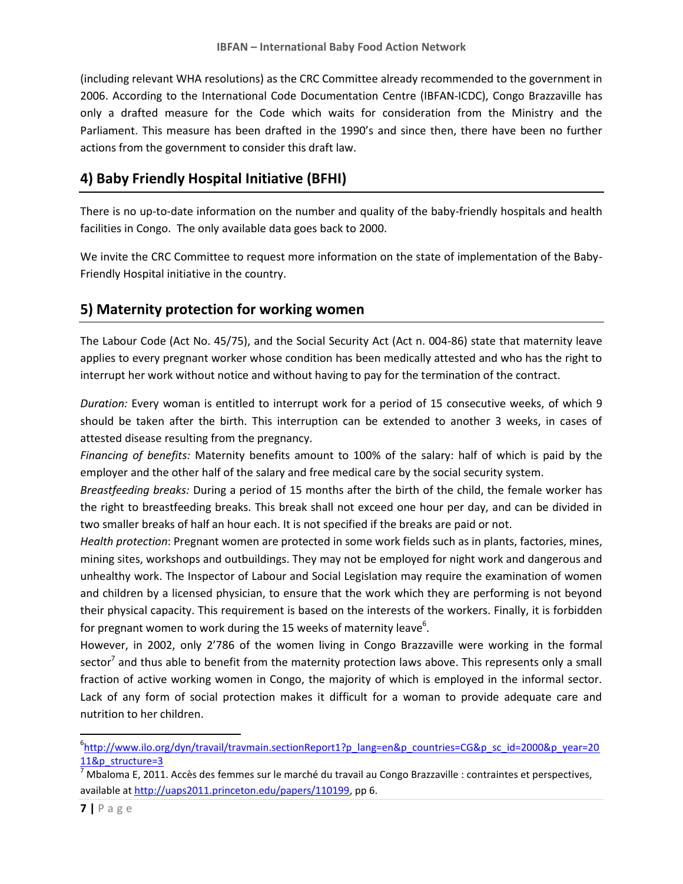(including relevant WHA resolutions) as the CRC Committee already recommended to the government in 2006. According to the International Code Documentation Centre (IBFAN-ICDC), Congo Brazzaville has only a drafted measure for the Code which waits for consideration from the Ministry and the Parliament. This measure has been drafted in the 1990's and since then, there have been no further actions from the government to consider this draft law.

## 4) Baby Friendly Hospital Initiative (BFHI)

There is no up-to-date information on the number and quality of the baby-friendly hospitals and health facilities in Congo. The only available data goes back to 2000.

We invite the CRC Committee to request more information on the state of implementation of the Baby-Friendly Hospital initiative in the country.

## 5) Maternity protection for working women

The Labour Code (Act No. 45/75), and the Social Security Act (Act n. 004-86) state that maternity leave applies to every pregnant worker whose condition has been medically attested and who has the right to interrupt her work without notice and without having to pay for the termination of the contract.

*Duration:* Every woman is entitled to interrupt work for a period of 15 consecutive weeks, of which 9 should be taken after the birth. This interruption can be extended to another 3 weeks, in cases of attested disease resulting from the pregnancy.

*Financing of benefits:* Maternity benefits amount to 100% of the salary: half of which is paid by the employer and the other half of the salary and free medical care by the social security system.

*Breastfeeding breaks:* During a period of 15 months after the birth of the child, the female worker has the right to breastfeeding breaks. This break shall not exceed one hour per day, and can be divided in two smaller breaks of half an hour each. It is not specified if the breaks are paid or not.

*Health protection*: Pregnant women are protected in some work fields such as in plants, factories, mines, mining sites, workshops and outbuildings. They may not be employed for night work and dangerous and unhealthy work. The Inspector of Labour and Social Legislation may require the examination of women and children by a licensed physician, to ensure that the work which they are performing is not beyond their physical capacity. This requirement is based on the interests of the workers. Finally, it is forbidden for pregnant women to work during the 15 weeks of maternity leave[6].

However, in 2002, only 2'786 of the women living in Congo Brazzaville were working in the formal sector[7] and thus able to benefit from the maternity protection laws above. This represents only a small fraction of active working women in Congo, the majority of which is employed in the informal sector. Lack of any form of social protection makes it difficult for a woman to provide adequate care and nutrition to her children.

---

[6] http://www.ilo.org/dyn/travail/travmain.sectionReport1?p_lang=en&p_countries=CG&p_sc_id=2000&p_year=2011&p_structure=3

[7] Mbaloma E, 2011. Accès des femmes sur le marché du travail au Congo Brazzaville : contraintes et perspectives, available at http://uaps2011.princeton.edu/papers/110199, pp 6.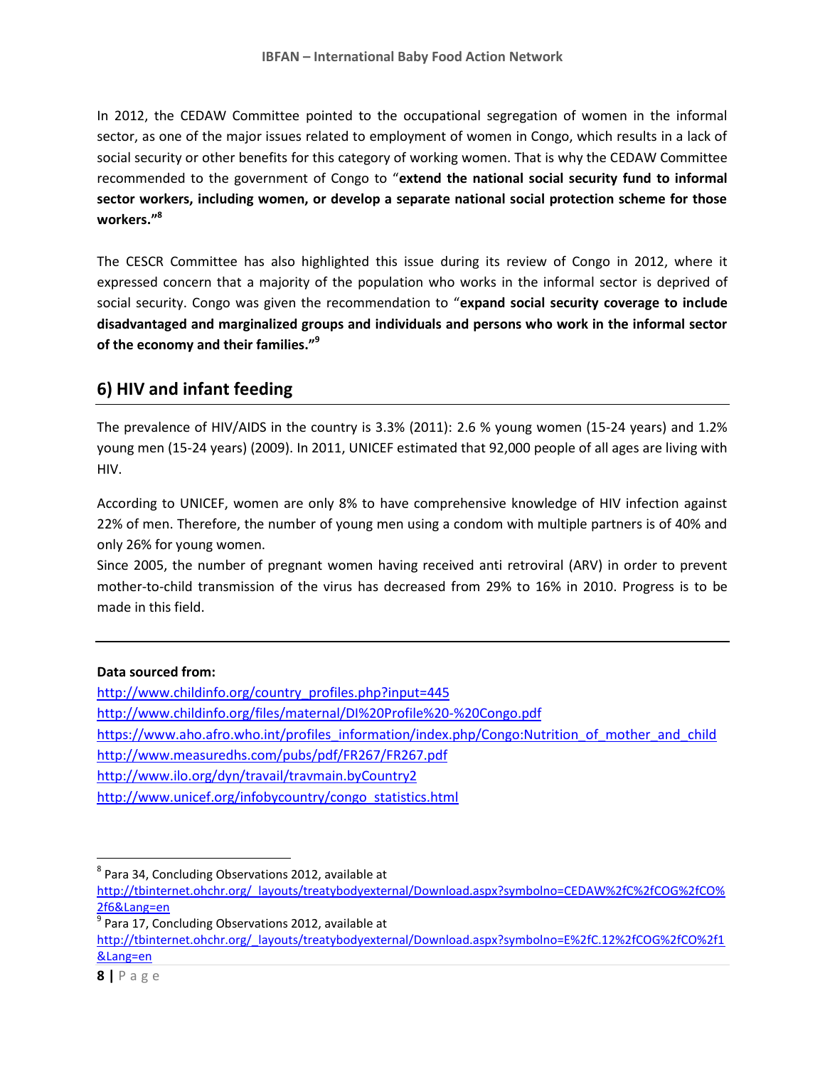In 2012, the CEDAW Committee pointed to the occupational segregation of women in the informal sector, as one of the major issues related to employment of women in Congo, which results in a lack of social security or other benefits for this category of working women. That is why the CEDAW Committee recommended to the government of Congo to "**extend the national social security fund to informal sector workers, including women, or develop a separate national social protection scheme for those workers.**"[8]

The CESCR Committee has also highlighted this issue during its review of Congo in 2012, where it expressed concern that a majority of the population who works in the informal sector is deprived of social security. Congo was given the recommendation to "**expand social security coverage to include disadvantaged and marginalized groups and individuals and persons who work in the informal sector of the economy and their families.**"[9]

## 6) HIV and infant feeding

The prevalence of HIV/AIDS in the country is 3.3% (2011): 2.6 % young women (15-24 years) and 1.2% young men (15-24 years) (2009). In 2011, UNICEF estimated that 92,000 people of all ages are living with HIV.

According to UNICEF, women are only 8% to have comprehensive knowledge of HIV infection against 22% of men. Therefore, the number of young men using a condom with multiple partners is of 40% and only 26% for young women.

Since 2005, the number of pregnant women having received anti retroviral (ARV) in order to prevent mother-to-child transmission of the virus has decreased from 29% to 16% in 2010. Progress is to be made in this field.

---

**Data sourced from:**

http://www.childinfo.org/country_profiles.php?input=445
http://www.childinfo.org/files/maternal/DI%20Profile%20-%20Congo.pdf
https://www.aho.afro.who.int/profiles_information/index.php/Congo:Nutrition_of_mother_and_child
http://www.measuredhs.com/pubs/pdf/FR267/FR267.pdf
http://www.ilo.org/dyn/travail/travmain.byCountry2
http://www.unicef.org/infobycountry/congo_statistics.html

---

[8] Para 34, Concluding Observations 2012, available at http://tbinternet.ohchr.org/_layouts/treatybodyexternal/Download.aspx?symbolno=CEDAW%2fC%2fCOG%2fCO%2f6&Lang=en

[9] Para 17, Concluding Observations 2012, available at http://tbinternet.ohchr.org/_layouts/treatybodyexternal/Download.aspx?symbolno=E%2fC.12%2fCOG%2fCO%2f1&Lang=en